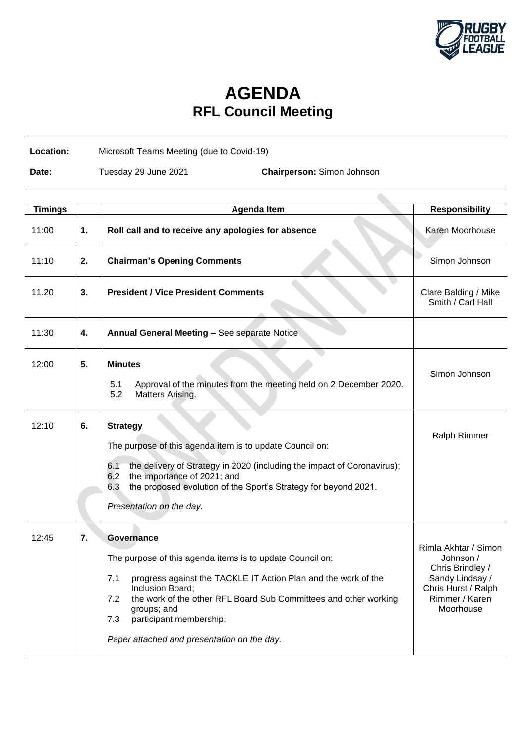# AGENDA

## RFL Council Meeting

**Location:** Microsoft Teams Meeting (due to Covid-19)

**Date:** Tuesday 29 June 2021 **Chairperson:** Simon Johnson

| Timings | | Agenda Item | Responsibility |
|---|---|---|---|
| 11:00 | **1.** | **Roll call and to receive any apologies for absence** | Karen Moorhouse |
| 11:10 | **2.** | **Chairman's Opening Comments** | Simon Johnson |
| 11.20 | **3.** | **President / Vice President Comments** | Clare Balding / Mike Smith / Carl Hall |
| 11:30 | **4.** | **Annual General Meeting** – See separate Notice | |
| 12:00 | **5.** | **Minutes**<br><br>5.1 Approval of the minutes from the meeting held on 2 December 2020.<br>5.2 Matters Arising. | Simon Johnson |
| 12:10 | **6.** | **Strategy**<br><br>The purpose of this agenda item is to update Council on:<br><br>6.1 the delivery of Strategy in 2020 (including the impact of Coronavirus);<br>6.2 the importance of 2021; and<br>6.3 the proposed evolution of the Sport's Strategy for beyond 2021.<br><br>*Presentation on the day.* | Ralph Rimmer |
| 12:45 | **7.** | **Governance**<br><br>The purpose of this agenda items is to update Council on:<br><br>7.1 progress against the TACKLE IT Action Plan and the work of the Inclusion Board;<br>7.2 the work of the other RFL Board Sub Committees and other working groups; and<br>7.3 participant membership.<br><br>*Paper attached and presentation on the day.* | Rimla Akhtar / Simon Johnson / Chris Brindley / Sandy Lindsay / Chris Hurst / Ralph Rimmer / Karen Moorhouse |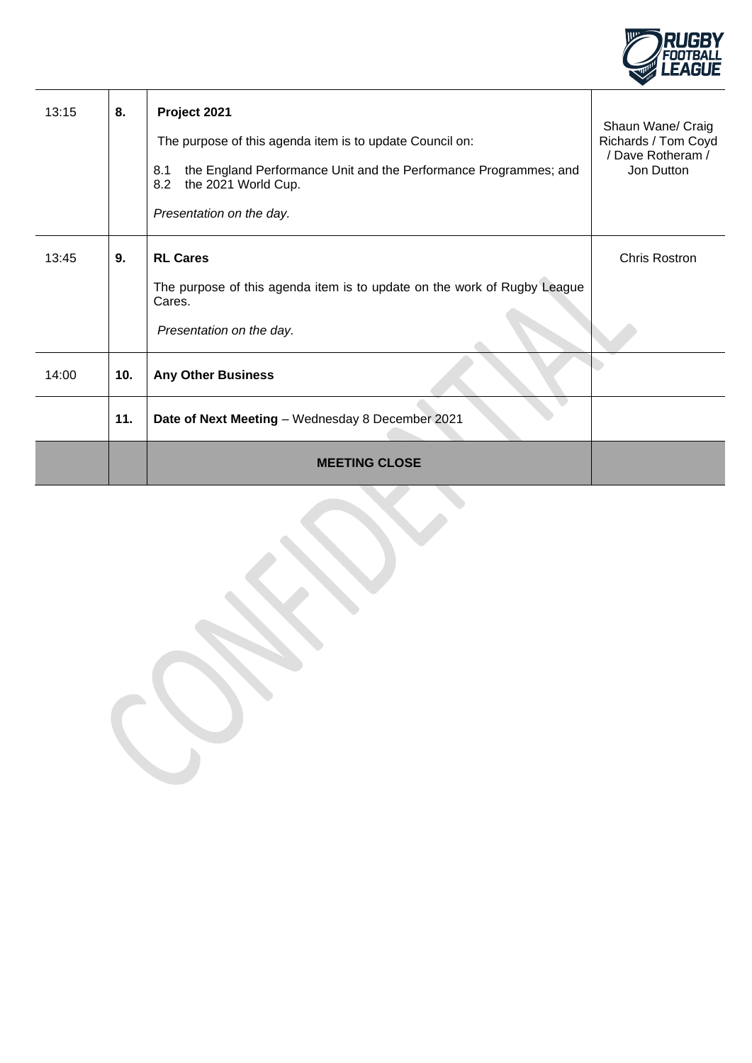| | | | |
|---|---|---|---|
| 13:15 | **8.** | **Project 2021**<br><br>The purpose of this agenda item is to update Council on:<br><br>8.1 the England Performance Unit and the Performance Programmes; and<br>8.2 the 2021 World Cup.<br><br>*Presentation on the day.* | Shaun Wane/ Craig Richards / Tom Coyd / Dave Rotheram / Jon Dutton |
| 13:45 | **9.** | **RL Cares**<br><br>The purpose of this agenda item is to update on the work of Rugby League Cares.<br><br>*Presentation on the day.* | Chris Rostron |
| 14:00 | **10.** | **Any Other Business** | |
| | **11.** | **Date of Next Meeting** – Wednesday 8 December 2021 | |
| | | **MEETING CLOSE** | |